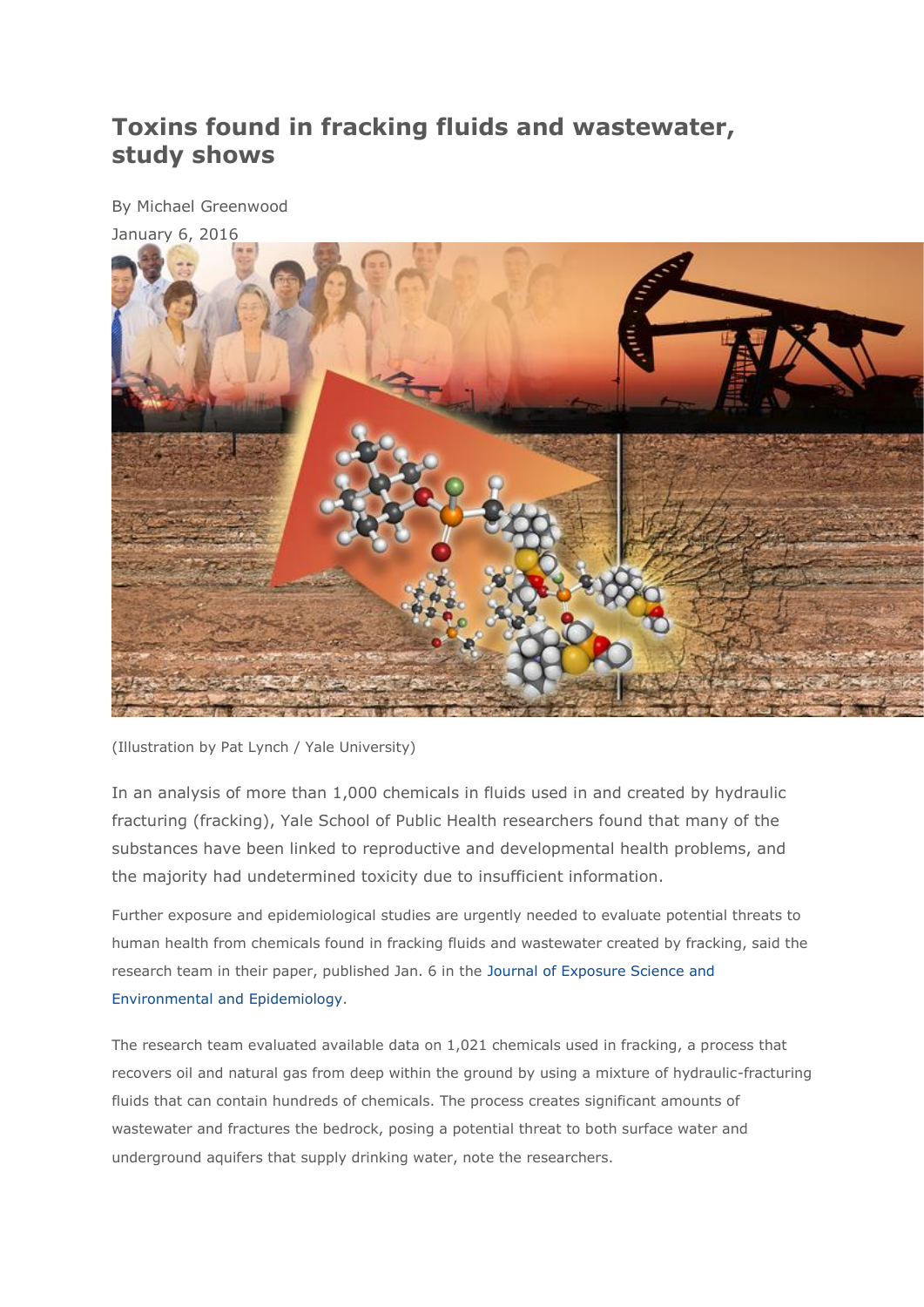# Toxins found in fracking fluids and wastewater, study shows

By Michael Greenwood

January 6, 2016

(Illustration by Pat Lynch / Yale University)

In an analysis of more than 1,000 chemicals in fluids used in and created by hydraulic fracturing (fracking), Yale School of Public Health researchers found that many of the substances have been linked to reproductive and developmental health problems, and the majority had undetermined toxicity due to insufficient information.

Further exposure and epidemiological studies are urgently needed to evaluate potential threats to human health from chemicals found in fracking fluids and wastewater created by fracking, said the research team in their paper, published Jan. 6 in the Journal of Exposure Science and Environmental and Epidemiology.

The research team evaluated available data on 1,021 chemicals used in fracking, a process that recovers oil and natural gas from deep within the ground by using a mixture of hydraulic-fracturing fluids that can contain hundreds of chemicals. The process creates significant amounts of wastewater and fractures the bedrock, posing a potential threat to both surface water and underground aquifers that supply drinking water, note the researchers.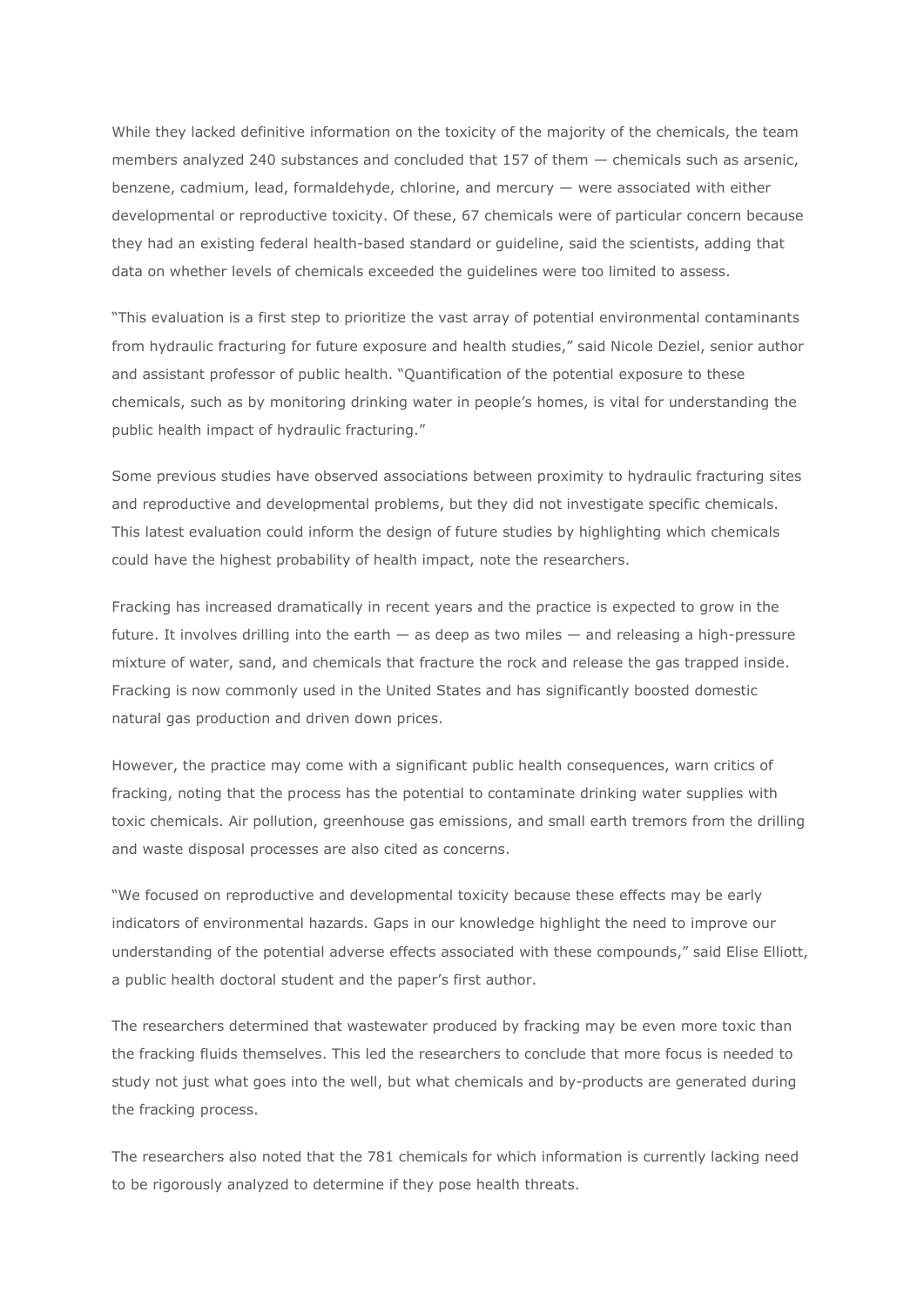While they lacked definitive information on the toxicity of the majority of the chemicals, the team members analyzed 240 substances and concluded that 157 of them — chemicals such as arsenic, benzene, cadmium, lead, formaldehyde, chlorine, and mercury — were associated with either developmental or reproductive toxicity. Of these, 67 chemicals were of particular concern because they had an existing federal health-based standard or guideline, said the scientists, adding that data on whether levels of chemicals exceeded the guidelines were too limited to assess.

"This evaluation is a first step to prioritize the vast array of potential environmental contaminants from hydraulic fracturing for future exposure and health studies," said Nicole Deziel, senior author and assistant professor of public health. "Quantification of the potential exposure to these chemicals, such as by monitoring drinking water in people's homes, is vital for understanding the public health impact of hydraulic fracturing."

Some previous studies have observed associations between proximity to hydraulic fracturing sites and reproductive and developmental problems, but they did not investigate specific chemicals. This latest evaluation could inform the design of future studies by highlighting which chemicals could have the highest probability of health impact, note the researchers.

Fracking has increased dramatically in recent years and the practice is expected to grow in the future. It involves drilling into the earth — as deep as two miles — and releasing a high-pressure mixture of water, sand, and chemicals that fracture the rock and release the gas trapped inside. Fracking is now commonly used in the United States and has significantly boosted domestic natural gas production and driven down prices.

However, the practice may come with a significant public health consequences, warn critics of fracking, noting that the process has the potential to contaminate drinking water supplies with toxic chemicals. Air pollution, greenhouse gas emissions, and small earth tremors from the drilling and waste disposal processes are also cited as concerns.

"We focused on reproductive and developmental toxicity because these effects may be early indicators of environmental hazards. Gaps in our knowledge highlight the need to improve our understanding of the potential adverse effects associated with these compounds," said Elise Elliott, a public health doctoral student and the paper's first author.

The researchers determined that wastewater produced by fracking may be even more toxic than the fracking fluids themselves. This led the researchers to conclude that more focus is needed to study not just what goes into the well, but what chemicals and by-products are generated during the fracking process.

The researchers also noted that the 781 chemicals for which information is currently lacking need to be rigorously analyzed to determine if they pose health threats.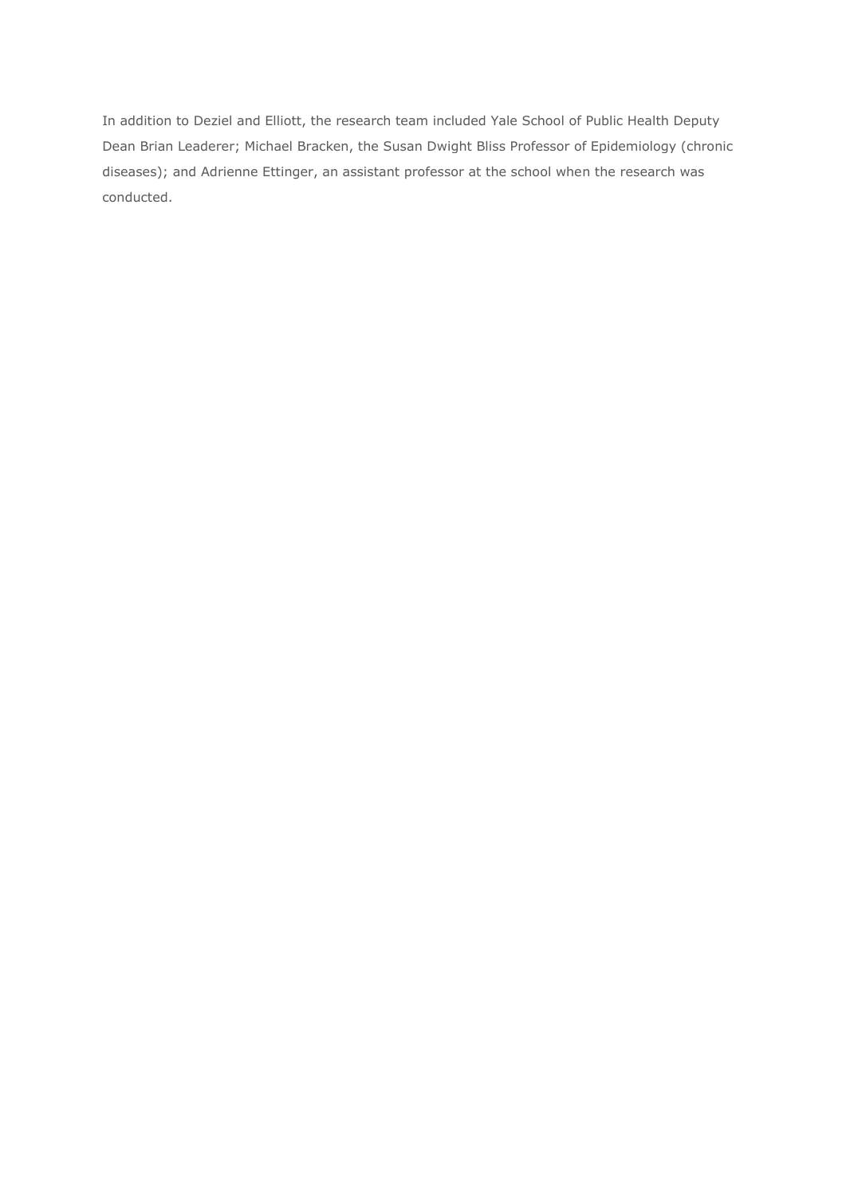In addition to Deziel and Elliott, the research team included Yale School of Public Health Deputy Dean Brian Leaderer; Michael Bracken, the Susan Dwight Bliss Professor of Epidemiology (chronic diseases); and Adrienne Ettinger, an assistant professor at the school when the research was conducted.